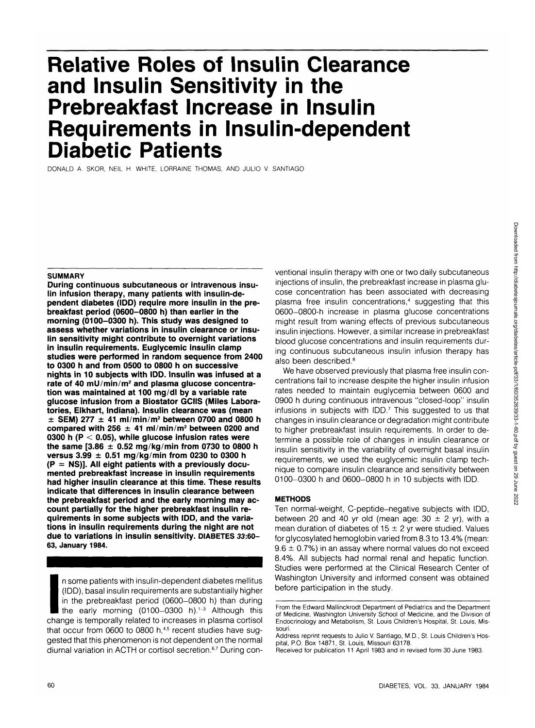# Relative Roles of Insulin Clearance and Insulin Sensitivity in the Prebreakfast Increase in Insulin Requirements in Insulin-dependent Diabetic Patients

DONALD A. SKOR, NEIL H. WHITE, LORRAINE THOMAS, AND JULIO V. SANTIAGO

## SUMMARY

**During continuous subcutaneous or intravenous insulin infusion therapy, many patients with insulin-dependent diabetes (IDD) require more insulin in the prebreakfast period (0600–0800 h) than earlier in the morning (0100–0300 h). This study was designed to assess whether variations in insulin clearance or insulin sensitivity might contribute to overnight variations in insulin requirements. Euglycemic insulin clamp studies were performed in random sequence from 2400 to 0300 h and from 0500 to 0800 h on successive nights in 10 subjects with IDD. Insulin was infused at a rate of 40 mU/min/m² and plasma glucose concentration was maintained at 100 mg/dl by a variable rate glucose infusion from a Biostator GCIIS (Miles Laboratories, Elkhart, Indiana). Insulin clearance was (mean ± SEM) 277 ± 41 ml/min/m² between 0700 and 0800 h compared with 256 ± 41 ml/min/m² between 0200 and 0300 h ($P < 0.05$), while glucose infusion rates were the same [3.86 ± 0.52 mg/kg/min from 0730 to 0800 h versus 3.99 ± 0.51 mg/kg/min from 0230 to 0300 h ($P$ = NS)]. All eight patients with a previously documented prebreakfast increase in insulin requirements had higher insulin clearance at this time. These results indicate that differences in insulin clearance between the prebreakfast period and the early morning may account partially for the higher prebreakfast insulin requirements in some subjects with IDD, and the variations in insulin requirements during the night are not due to variations in insulin sensitivity. DIABETES 33:60–63, January 1984.**

In some patients with insulin-dependent diabetes mellitus (IDD), basal insulin requirements are substantially higher in the prebreakfast period (0600–0800 h) than during the early morning (0100–0300 h).[1-3] Although this change is temporally related to increases in plasma cortisol that occur from 0600 to 0800 h,[4,5] recent studies have suggested that this phenomenon is not dependent on the normal diurnal variation in ACTH or cortisol secretion.[6,7] During conventional insulin therapy with one or two daily subcutaneous injections of insulin, the prebreakfast increase in plasma glucose concentration has been associated with decreasing plasma free insulin concentrations,[4] suggesting that this 0600–0800-h increase in plasma glucose concentrations might result from waning effects of previous subcutaneous insulin injections. However, a similar increase in prebreakfast blood glucose concentrations and insulin requirements during continuous subcutaneous insulin infusion therapy has also been described.[8]

We have observed previously that plasma free insulin concentrations fail to increase despite the higher insulin infusion rates needed to maintain euglycemia between 0600 and 0900 h during continuous intravenous "closed-loop" insulin infusions in subjects with IDD.[7] This suggested to us that changes in insulin clearance or degradation might contribute to higher prebreakfast insulin requirements. In order to determine a possible role of changes in insulin clearance or insulin sensitivity in the variability of overnight basal insulin requirements, we used the euglycemic insulin clamp technique to compare insulin clearance and sensitivity between 0100–0300 h and 0600–0800 h in 10 subjects with IDD.

## METHODS

Ten normal-weight, C-peptide–negative subjects with IDD, between 20 and 40 yr old (mean age: 30 ± 2 yr), with a mean duration of diabetes of 15 ± 2 yr were studied. Values for glycosylated hemoglobin varied from 8.3 to 13.4% (mean: 9.6 ± 0.7%) in an assay where normal values do not exceed 8.4%. All subjects had normal renal and hepatic function. Studies were performed at the Clinical Research Center of Washington University and informed consent was obtained before participation in the study.

From the Edward Mallinckrodt Department of Pediatrics and the Department of Medicine, Washington University School of Medicine, and the Division of Endocrinology and Metabolism, St. Louis Children's Hospital, St. Louis, Missouri.

Address reprint requests to Julio V. Santiago, M.D., St. Louis Children's Hospital, P.O. Box 14871, St. Louis, Missouri 63178.

Received for publication 11 April 1983 and in revised form 30 June 1983.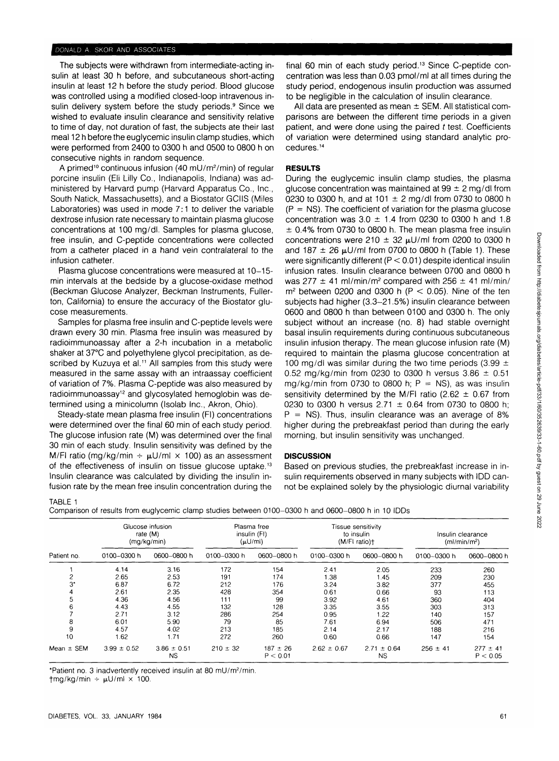The subjects were withdrawn from intermediate-acting insulin at least 30 h before, and subcutaneous short-acting insulin at least 12 h before the study period. Blood glucose was controlled using a modified closed-loop intravenous insulin delivery system before the study periods.[9] Since we wished to evaluate insulin clearance and sensitivity relative to time of day, not duration of fast, the subjects ate their last meal 12 h before the euglycemic insulin clamp studies, which were performed from 2400 to 0300 h and 0500 to 0800 h on consecutive nights in random sequence.

A primed[10] continuous infusion (40 mU/m²/min) of regular porcine insulin (Eli Lilly Co., Indianapolis, Indiana) was administered by Harvard pump (Harvard Apparatus Co., Inc., South Natick, Massachusetts), and a Biostator GCIIS (Miles Laboratories) was used in mode 7:1 to deliver the variable dextrose infusion rate necessary to maintain plasma glucose concentrations at 100 mg/dl. Samples for plasma glucose, free insulin, and C-peptide concentrations were collected from a catheter placed in a hand vein contralateral to the infusion catheter.

Plasma glucose concentrations were measured at 10–15-min intervals at the bedside by a glucose-oxidase method (Beckman Glucose Analyzer, Beckman Instruments, Fullerton, California) to ensure the accuracy of the Biostator glucose measurements.

Samples for plasma free insulin and C-peptide levels were drawn every 30 min. Plasma free insulin was measured by radioimmunoassay after a 2-h incubation in a metabolic shaker at 37°C and polyethylene glycol precipitation, as described by Kuzuya et al.[11] All samples from this study were measured in the same assay with an intraassay coefficient of variation of 7%. Plasma C-peptide was also measured by radioimmunoassay[12] and glycosylated hemoglobin was determined using a minicolumn (Isolab Inc., Akron, Ohio).

Steady-state mean plasma free insulin (FI) concentrations were determined over the final 60 min of each study period. The glucose infusion rate (M) was determined over the final 30 min of each study. Insulin sensitivity was defined by the M/FI ratio (mg/kg/min ÷ μU/ml × 100) as an assessment of the effectiveness of insulin on tissue glucose uptake.[13] Insulin clearance was calculated by dividing the insulin infusion rate by the mean free insulin concentration during the final 60 min of each study period.[13] Since C-peptide concentration was less than 0.03 pmol/ml at all times during the study period, endogenous insulin production was assumed to be negligible in the calculation of insulin clearance.

All data are presented as mean ± SEM. All statistical comparisons are between the different time periods in a given patient, and were done using the paired t test. Coefficients of variation were determined using standard analytic procedures.[14]

## RESULTS

During the euglycemic insulin clamp studies, the plasma glucose concentration was maintained at 99 ± 2 mg/dl from 0230 to 0300 h, and at 101 ± 2 mg/dl from 0730 to 0800 h (P = NS). The coefficient of variation for the plasma glucose concentration was 3.0 ± 1.4 from 0230 to 0300 h and 1.8 ± 0.4% from 0730 to 0800 h. The mean plasma free insulin concentrations were 210 ± 32 μU/ml from 0200 to 0300 h and 187 ± 26 μU/ml from 0700 to 0800 h (Table 1). These were significantly different (P < 0.01) despite identical insulin infusion rates. Insulin clearance between 0700 and 0800 h was 277 ± 41 ml/min/m² compared with 256 ± 41 ml/min/m² between 0200 and 0300 h (P < 0.05). Nine of the ten subjects had higher (3.3–21.5%) insulin clearance between 0600 and 0800 h than between 0100 and 0300 h. The only subject without an increase (no. 8) had stable overnight basal insulin requirements during continuous subcutaneous insulin infusion therapy. The mean glucose infusion rate (M) required to maintain the plasma glucose concentration at 100 mg/dl was similar during the two time periods (3.99 ± 0.52 mg/kg/min from 0230 to 0300 h versus 3.86 ± 0.51 mg/kg/min from 0730 to 0800 h; P = NS), as was insulin sensitivity determined by the M/FI ratio (2.62 ± 0.67 from 0230 to 0300 h versus 2.71 ± 0.64 from 0730 to 0800 h; P = NS). Thus, insulin clearance was an average of 8% higher during the prebreakfast period than during the early morning, but insulin sensitivity was unchanged.

## DISCUSSION

Based on previous studies, the prebreakfast increase in insulin requirements observed in many subjects with IDD cannot be explained solely by the physiologic diurnal variability

TABLE 1
Comparison of results from euglycemic clamp studies between 0100–0300 h and 0600–0800 h in 10 IDDs

| Patient no. | Glucose infusion rate (M) (mg/kg/min) | | Plasma free insulin (FI) (μU/ml) | | Tissue sensitivity to insulin (M/FI ratio)† | | Insulin clearance (ml/min/m²) | |
|---|---|---|---|---|---|---|---|---|
| | 0100–0300 h | 0600–0800 h | 0100–0300 h | 0600–0800 h | 0100–0300 h | 0600–0800 h | 0100–0300 h | 0600–0800 h |
| 1 | 4.14 | 3.16 | 172 | 154 | 2.41 | 2.05 | 233 | 260 |
| 2 | 2.65 | 2.53 | 191 | 174 | 1.38 | 1.45 | 209 | 230 |
| 3* | 6.87 | 6.72 | 212 | 176 | 3.24 | 3.82 | 377 | 455 |
| 4 | 2.61 | 2.35 | 428 | 354 | 0.61 | 0.66 | 93 | 113 |
| 5 | 4.36 | 4.56 | 111 | 99 | 3.92 | 4.61 | 360 | 404 |
| 6 | 4.43 | 4.55 | 132 | 128 | 3.35 | 3.55 | 303 | 313 |
| 7 | 2.71 | 3.12 | 286 | 254 | 0.95 | 1.22 | 140 | 157 |
| 8 | 6.01 | 5.90 | 79 | 85 | 7.61 | 6.94 | 506 | 471 |
| 9 | 4.57 | 4.02 | 213 | 185 | 2.14 | 2.17 | 188 | 216 |
| 10 | 1.62 | 1.71 | 272 | 260 | 0.60 | 0.66 | 147 | 154 |
| Mean ± SEM | 3.99 ± 0.52 | 3.86 ± 0.51 NS | 210 ± 32 | 187 ± 26 P < 0.01 | 2.62 ± 0.67 | 2.71 ± 0.64 NS | 256 ± 41 | 277 ± 41 P < 0.05 |

*Patient no. 3 inadvertently received insulin at 80 mU/m²/min.
†mg/kg/min ÷ μU/ml × 100.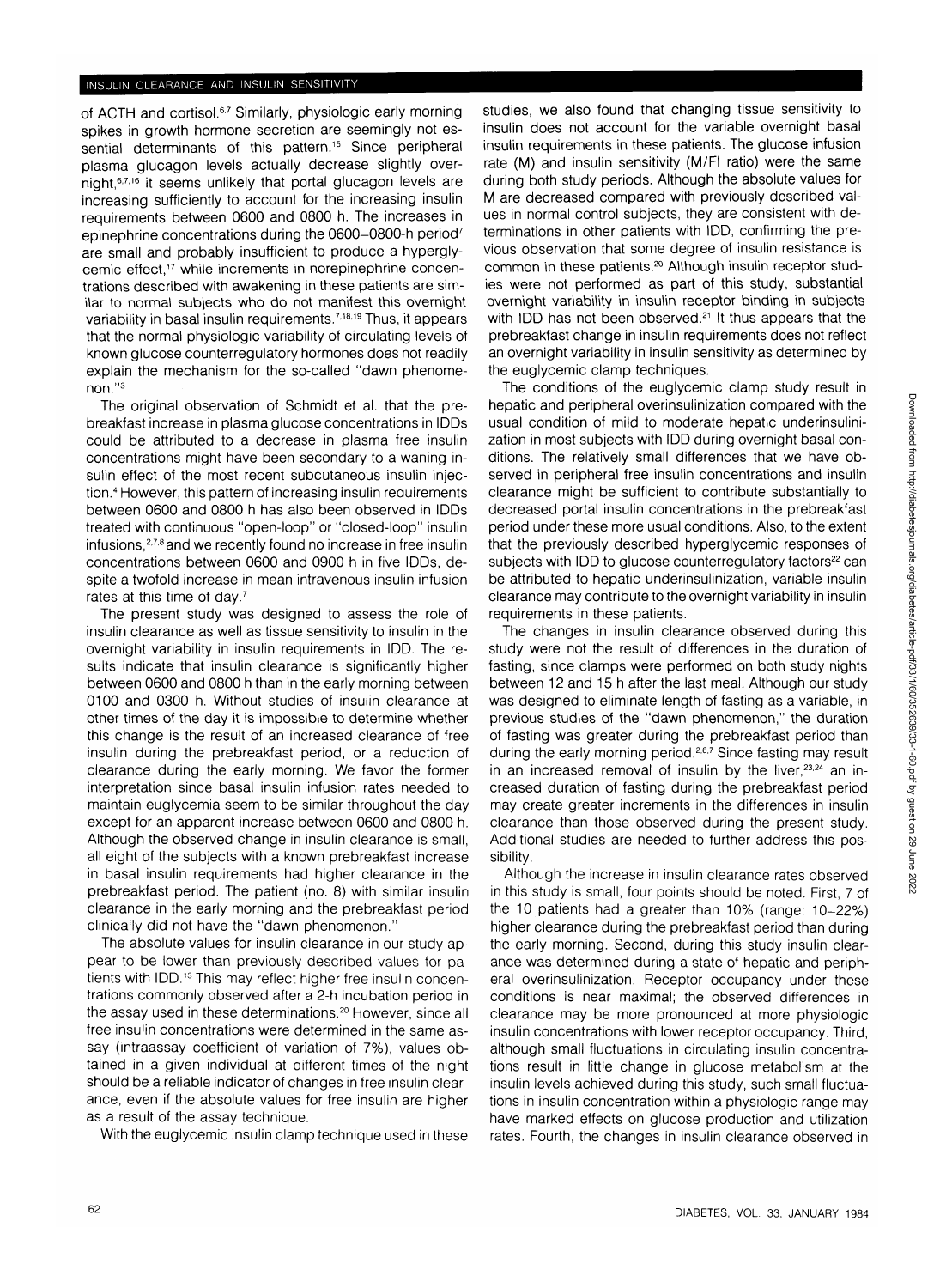of ACTH and cortisol.[6,7] Similarly, physiologic early morning spikes in growth hormone secretion are seemingly not essential determinants of this pattern.[15] Since peripheral plasma glucagon levels actually decrease slightly overnight,[6,7,16] it seems unlikely that portal glucagon levels are increasing sufficiently to account for the increasing insulin requirements between 0600 and 0800 h. The increases in epinephrine concentrations during the 0600–0800-h period[7] are small and probably insufficient to produce a hyperglycemic effect,[17] while increments in norepinephrine concentrations described with awakening in these patients are similar to normal subjects who do not manifest this overnight variability in basal insulin requirements.[7,18,19] Thus, it appears that the normal physiologic variability of circulating levels of known glucose counterregulatory hormones does not readily explain the mechanism for the so-called "dawn phenomenon."[3]

The original observation of Schmidt et al. that the prebreakfast increase in plasma glucose concentrations in IDDs could be attributed to a decrease in plasma free insulin concentrations might have been secondary to a waning insulin effect of the most recent subcutaneous insulin injection.[4] However, this pattern of increasing insulin requirements between 0600 and 0800 h has also been observed in IDDs treated with continuous "open-loop" or "closed-loop" insulin infusions,[2,7,8] and we recently found no increase in free insulin concentrations between 0600 and 0900 h in five IDDs, despite a twofold increase in mean intravenous insulin infusion rates at this time of day.[7]

The present study was designed to assess the role of insulin clearance as well as tissue sensitivity to insulin in the overnight variability in insulin requirements in IDD. The results indicate that insulin clearance is significantly higher between 0600 and 0800 h than in the early morning between 0100 and 0300 h. Without studies of insulin clearance at other times of the day it is impossible to determine whether this change is the result of an increased clearance of free insulin during the prebreakfast period, or a reduction of clearance during the early morning. We favor the former interpretation since basal insulin infusion rates needed to maintain euglycemia seem to be similar throughout the day except for an apparent increase between 0600 and 0800 h. Although the observed change in insulin clearance is small, all eight of the subjects with a known prebreakfast increase in basal insulin requirements had higher clearance in the prebreakfast period. The patient (no. 8) with similar insulin clearance in the early morning and the prebreakfast period clinically did not have the "dawn phenomenon."

The absolute values for insulin clearance in our study appear to be lower than previously described values for patients with IDD.[13] This may reflect higher free insulin concentrations commonly observed after a 2-h incubation period in the assay used in these determinations.[20] However, since all free insulin concentrations were determined in the same assay (intraassay coefficient of variation of 7%), values obtained in a given individual at different times of the night should be a reliable indicator of changes in free insulin clearance, even if the absolute values for free insulin are higher as a result of the assay technique.

With the euglycemic insulin clamp technique used in these studies, we also found that changing tissue sensitivity to insulin does not account for the variable overnight basal insulin requirements in these patients. The glucose infusion rate (M) and insulin sensitivity (M/FI ratio) were the same during both study periods. Although the absolute values for M are decreased compared with previously described values in normal control subjects, they are consistent with determinations in other patients with IDD, confirming the previous observation that some degree of insulin resistance is common in these patients.[20] Although insulin receptor studies were not performed as part of this study, substantial overnight variability in insulin receptor binding in subjects with IDD has not been observed.[21] It thus appears that the prebreakfast change in insulin requirements does not reflect an overnight variability in insulin sensitivity as determined by the euglycemic clamp techniques.

The conditions of the euglycemic clamp study result in hepatic and peripheral overinsulinization compared with the usual condition of mild to moderate hepatic underinsulinization in most subjects with IDD during overnight basal conditions. The relatively small differences that we have observed in peripheral free insulin concentrations and insulin clearance might be sufficient to contribute substantially to decreased portal insulin concentrations in the prebreakfast period under these more usual conditions. Also, to the extent that the previously described hyperglycemic responses of subjects with IDD to glucose counterregulatory factors[22] can be attributed to hepatic underinsulinization, variable insulin clearance may contribute to the overnight variability in insulin requirements in these patients.

The changes in insulin clearance observed during this study were not the result of differences in the duration of fasting, since clamps were performed on both study nights between 12 and 15 h after the last meal. Although our study was designed to eliminate length of fasting as a variable, in previous studies of the "dawn phenomenon," the duration of fasting was greater during the prebreakfast period than during the early morning period.[2,6,7] Since fasting may result in an increased removal of insulin by the liver,[23,24] an increased duration of fasting during the prebreakfast period may create greater increments in the differences in insulin clearance than those observed during the present study. Additional studies are needed to further address this possibility.

Although the increase in insulin clearance rates observed in this study is small, four points should be noted. First, 7 of the 10 patients had a greater than 10% (range: 10–22%) higher clearance during the prebreakfast period than during the early morning. Second, during this study insulin clearance was determined during a state of hepatic and peripheral overinsulinization. Receptor occupancy under these conditions is near maximal; the observed differences in clearance may be more pronounced at more physiologic insulin concentrations with lower receptor occupancy. Third, although small fluctuations in circulating insulin concentrations result in little change in glucose metabolism at the insulin levels achieved during this study, such small fluctuations in insulin concentration within a physiologic range may have marked effects on glucose production and utilization rates. Fourth, the changes in insulin clearance observed in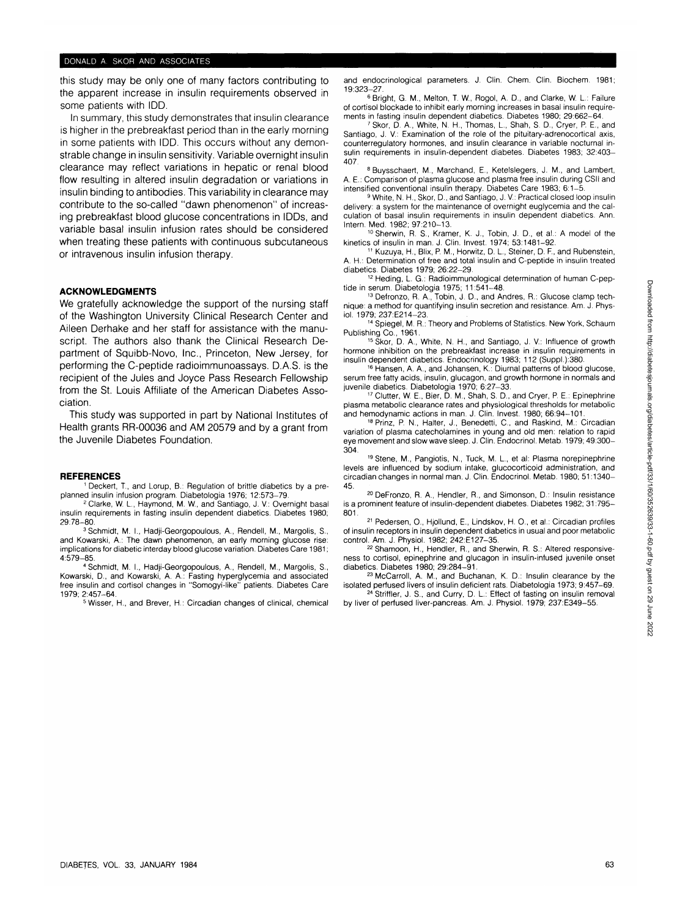this study may be only one of many factors contributing to the apparent increase in insulin requirements observed in some patients with IDD.

In summary, this study demonstrates that insulin clearance is higher in the prebreakfast period than in the early morning in some patients with IDD. This occurs without any demonstrable change in insulin sensitivity. Variable overnight insulin clearance may reflect variations in hepatic or renal blood flow resulting in altered insulin degradation or variations in insulin binding to antibodies. This variability in clearance may contribute to the so-called "dawn phenomenon" of increasing prebreakfast blood glucose concentrations in IDDs, and variable basal insulin infusion rates should be considered when treating these patients with continuous subcutaneous or intravenous insulin infusion therapy.

## ACKNOWLEDGMENTS

We gratefully acknowledge the support of the nursing staff of the Washington University Clinical Research Center and Aileen Derhake and her staff for assistance with the manuscript. The authors also thank the Clinical Research Department of Squibb-Novo, Inc., Princeton, New Jersey, for performing the C-peptide radioimmunoassays. D.A.S. is the recipient of the Jules and Joyce Pass Research Fellowship from the St. Louis Affiliate of the American Diabetes Association.

This study was supported in part by National Institutes of Health grants RR-00036 and AM 20579 and by a grant from the Juvenile Diabetes Foundation.

## REFERENCES

[1] Deckert, T., and Lorup, B.: Regulation of brittle diabetics by a preplanned insulin infusion program. Diabetologia 1976; 12:573–79.

[2] Clarke, W. L., Haymond, M. W., and Santiago, J. V.: Overnight basal insulin requirements in fasting insulin dependent diabetics. Diabetes 1980; 29:78–80.

[3] Schmidt, M. I., Hadji-Georgopoulous, A., Rendell, M., Margolis, S., and Kowarski, A.: The dawn phenomenon, an early morning glucose rise: implications for diabetic interday blood glucose variation. Diabetes Care 1981; 4:579–85.

[4] Schmidt, M. I., Hadji-Georgopoulous, A., Rendell, M., Margolis, S., Kowarski, D., and Kowarski, A. A.: Fasting hyperglycemia and associated free insulin and cortisol changes in "Somogyi-like" patients. Diabetes Care 1979; 2:457–64.

[5] Wisser, H., and Brever, H.: Circadian changes of clinical, chemical and endocrinological parameters. J. Clin. Chem. Clin. Biochem. 1981; 19:323–27.

[6] Bright, G. M., Melton, T. W., Rogol, A. D., and Clarke, W. L.: Failure of cortisol blockade to inhibit early morning increases in basal insulin requirements in fasting insulin dependent diabetics. Diabetes 1980; 29:662–64.

[7] Skor, D. A., White, N. H., Thomas, L., Shah, S. D., Cryer, P. E., and Santiago, J. V.: Examination of the role of the pituitary-adrenocortical axis, counterregulatory hormones, and insulin clearance in variable nocturnal insulin requirements in insulin-dependent diabetes. Diabetes 1983; 32:403–407.

[8] Buysschaert, M., Marchand, E., Ketelslegers, J. M., and Lambert, A. E.: Comparison of plasma glucose and plasma free insulin during CSII and intensified conventional insulin therapy. Diabetes Care 1983; 6:1–5.

[9] White, N. H., Skor, D., and Santiago, J. V.: Practical closed loop insulin delivery: a system for the maintenance of overnight euglycemia and the calculation of basal insulin requirements in insulin dependent diabetics. Ann. Intern. Med. 1982; 97:210–13.

[10] Sherwin, R. S., Kramer, K. J., Tobin, J. D., et al.: A model of the kinetics of insulin in man. J. Clin. Invest. 1974; 53:1481–92.

[11] Kuzuya, H., Blix, P. M., Horwitz, D. L., Steiner, D. F., and Rubenstein, A. H.: Determination of free and total insulin and C-peptide in insulin treated diabetics. Diabetes 1979; 26:22–29.

[12] Heding, L. G.: Radioimmunological determination of human C-peptide in serum. Diabetologia 1975; 11:541–48.

[13] Defronzo, R. A., Tobin, J. D., and Andres, R.: Glucose clamp technique: a method for quantifying insulin secretion and resistance. Am. J. Physiol. 1979; 237:E214–23.

[14] Spiegel, M. R.: Theory and Problems of Statistics. New York, Schaum Publishing Co., 1961.

[15] Skor, D. A., White, N. H., and Santiago, J. V.: Influence of growth hormone inhibition on the prebreakfast increase in insulin requirements in insulin dependent diabetics. Endocrinology 1983; 112 (Suppl.):380.

[16] Hansen, A. A., and Johansen, K.: Diurnal patterns of blood glucose, serum free fatty acids, insulin, glucagon, and growth hormone in normals and juvenile diabetics. Diabetologia 1970; 6:27–33.

[17] Clutter, W. E., Bier, D. M., Shah, S. D., and Cryer, P. E.: Epinephrine plasma metabolic clearance rates and physiological thresholds for metabolic and hemodynamic actions in man. J. Clin. Invest. 1980; 66:94–101.

[18] Prinz, P. N., Halter, J., Benedetti, C., and Raskind, M.: Circadian variation of plasma catecholamines in young and old men: relation to rapid eye movement and slow wave sleep. J. Clin. Endocrinol. Metab. 1979; 49:300–304.

[19] Stene, M., Pangiotis, N., Tuck, M. L., et al: Plasma norepinephrine levels are influenced by sodium intake, glucocorticoid administration, and circadian changes in normal man. J. Clin. Endocrinol. Metab. 1980; 51:1340–45.

[20] DeFronzo, R. A., Hendler, R., and Simonson, D.: Insulin resistance is a prominent feature of insulin-dependent diabetes. Diabetes 1982; 31:795–801.

[21] Pedersen, O., Hjollund, E., Lindskov, H. O., et al.: Circadian profiles of insulin receptors in insulin dependent diabetics in usual and poor metabolic control. Am. J. Physiol. 1982; 242:E127–35.

[22] Shamoon, H., Hendler, R., and Sherwin, R. S.: Altered responsiveness to cortisol, epinephrine and glucagon in insulin-infused juvenile onset diabetics. Diabetes 1980; 29:284–91.

[23] McCarroll, A. M., and Buchanan, K. D.: Insulin clearance by the isolated perfused livers of insulin deficient rats. Diabetologia 1973; 9:457–69.

[24] Striffler, J. S., and Curry, D. L.: Effect of fasting on insulin removal by liver of perfused liver-pancreas. Am. J. Physiol. 1979; 237:E349–55.